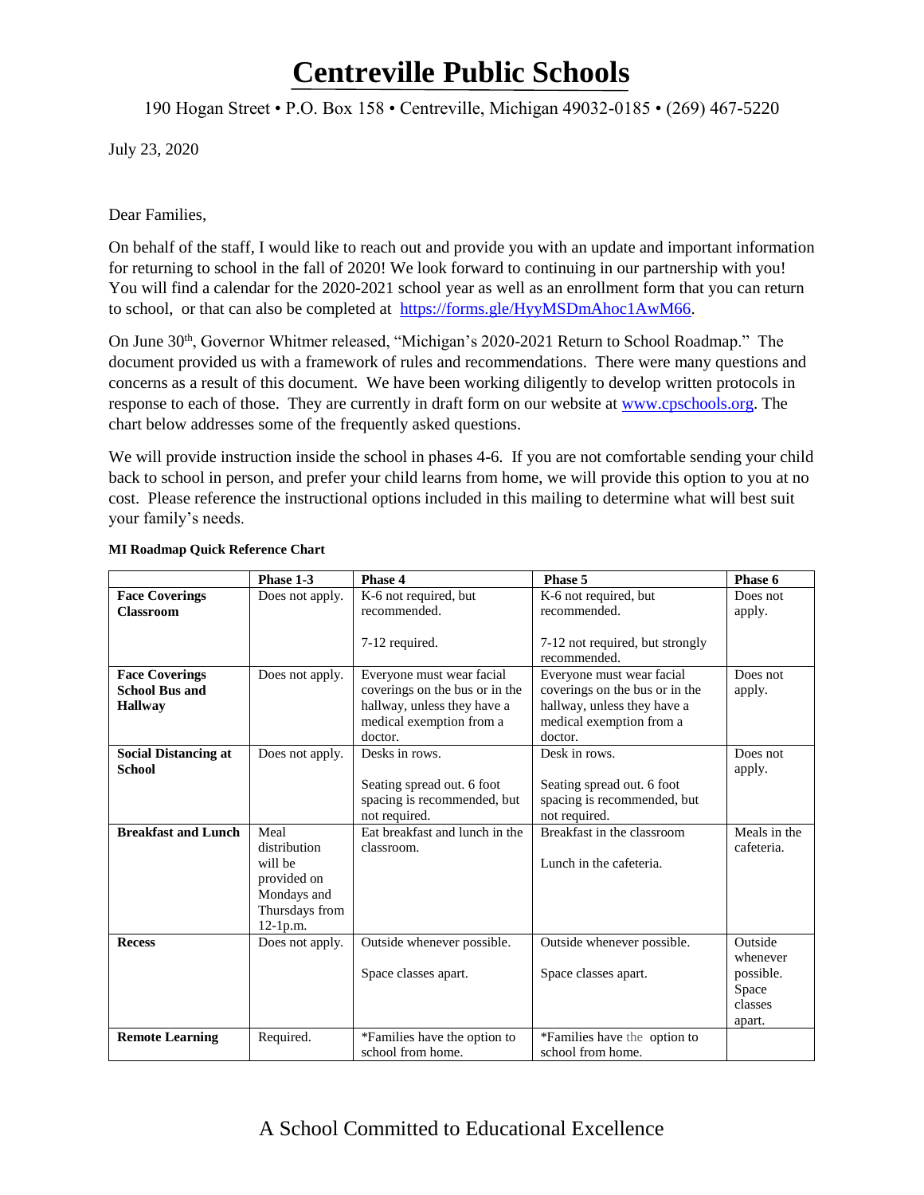# Centreville Public Schools

190 Hogan Street • P.O. Box 158 • Centreville, Michigan 49032-0185 • (269) 467-5220

July 23, 2020

Dear Families,

On behalf of the staff, I would like to reach out and provide you with an update and important information for returning to school in the fall of 2020! We look forward to continuing in our partnership with you! You will find a calendar for the 2020-2021 school year as well as an enrollment form that you can return to school, or that can also be completed at https://forms.gle/HyyMSDmAhoc1AwM66.

On June 30th, Governor Whitmer released, "Michigan's 2020-2021 Return to School Roadmap." The document provided us with a framework of rules and recommendations. There were many questions and concerns as a result of this document. We have been working diligently to develop written protocols in response to each of those. They are currently in draft form on our website at www.cpschools.org. The chart below addresses some of the frequently asked questions.

We will provide instruction inside the school in phases 4-6. If you are not comfortable sending your child back to school in person, and prefer your child learns from home, we will provide this option to you at no cost. Please reference the instructional options included in this mailing to determine what will best suit your family's needs.

**MI Roadmap Quick Reference Chart**

| | Phase 1-3 | Phase 4 | Phase 5 | Phase 6 |
|---|---|---|---|---|
| **Face Coverings Classroom** | Does not apply. | K-6 not required, but recommended.<br><br>7-12 required. | K-6 not required, but recommended.<br><br>7-12 not required, but strongly recommended. | Does not apply. |
| **Face Coverings School Bus and Hallway** | Does not apply. | Everyone must wear facial coverings on the bus or in the hallway, unless they have a medical exemption from a doctor. | Everyone must wear facial coverings on the bus or in the hallway, unless they have a medical exemption from a doctor. | Does not apply. |
| **Social Distancing at School** | Does not apply. | Desks in rows.<br><br>Seating spread out. 6 foot spacing is recommended, but not required. | Desk in rows.<br><br>Seating spread out. 6 foot spacing is recommended, but not required. | Does not apply. |
| **Breakfast and Lunch** | Meal distribution will be provided on Mondays and Thursdays from 12-1p.m. | Eat breakfast and lunch in the classroom. | Breakfast in the classroom<br><br>Lunch in the cafeteria. | Meals in the cafeteria. |
| **Recess** | Does not apply. | Outside whenever possible.<br><br>Space classes apart. | Outside whenever possible.<br><br>Space classes apart. | Outside whenever possible. Space classes apart. |
| **Remote Learning** | Required. | *Families have the option to school from home. | *Families have the option to school from home. | |

A School Committed to Educational Excellence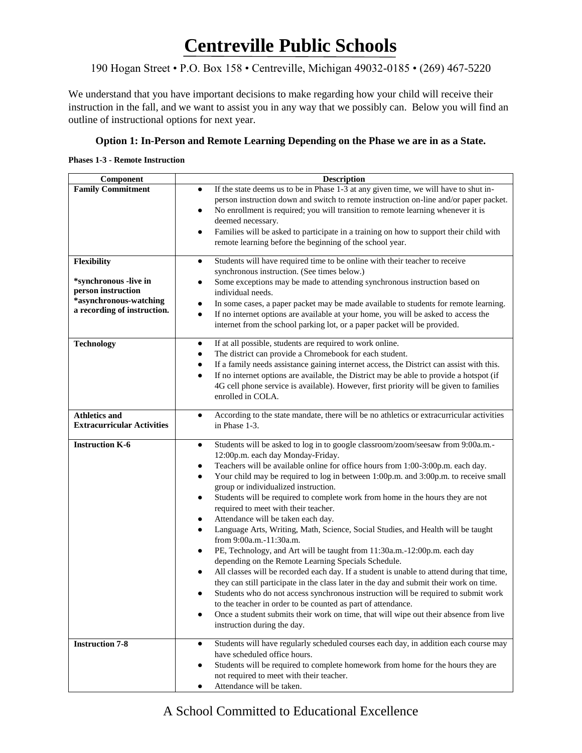# Centreville Public Schools

190 Hogan Street • P.O. Box 158 • Centreville, Michigan 49032-0185 • (269) 467-5220

We understand that you have important decisions to make regarding how your child will receive their instruction in the fall, and we want to assist you in any way that we possibly can. Below you will find an outline of instructional options for next year.

### Option 1: In-Person and Remote Learning Depending on the Phase we are in as a State.

**Phases 1-3 - Remote Instruction**

| Component | Description |
|---|---|
| **Family Commitment** | ● If the state deems us to be in Phase 1-3 at any given time, we will have to shut in-person instruction down and switch to remote instruction on-line and/or paper packet.<br>● No enrollment is required; you will transition to remote learning whenever it is deemed necessary.<br>● Families will be asked to participate in a training on how to support their child with remote learning before the beginning of the school year. |
| **Flexibility**<br><br>**\*synchronous -live in person instruction**<br>**\*asynchronous-watching a recording of instruction.** | ● Students will have required time to be online with their teacher to receive synchronous instruction. (See times below.)<br>● Some exceptions may be made to attending synchronous instruction based on individual needs.<br>● In some cases, a paper packet may be made available to students for remote learning.<br>● If no internet options are available at your home, you will be asked to access the internet from the school parking lot, or a paper packet will be provided. |
| **Technology** | ● If at all possible, students are required to work online.<br>● The district can provide a Chromebook for each student.<br>● If a family needs assistance gaining internet access, the District can assist with this.<br>● If no internet options are available, the District may be able to provide a hotspot (if 4G cell phone service is available). However, first priority will be given to families enrolled in COLA. |
| **Athletics and Extracurricular Activities** | ● According to the state mandate, there will be no athletics or extracurricular activities in Phase 1-3. |
| **Instruction K-6** | ● Students will be asked to log in to google classroom/zoom/seesaw from 9:00a.m.-12:00p.m. each day Monday-Friday.<br>● Teachers will be available online for office hours from 1:00-3:00p.m. each day.<br>● Your child may be required to log in between 1:00p.m. and 3:00p.m. to receive small group or individualized instruction.<br>● Students will be required to complete work from home in the hours they are not required to meet with their teacher.<br>● Attendance will be taken each day.<br>● Language Arts, Writing, Math, Science, Social Studies, and Health will be taught from 9:00a.m.-11:30a.m.<br>● PE, Technology, and Art will be taught from 11:30a.m.-12:00p.m. each day depending on the Remote Learning Specials Schedule.<br>● All classes will be recorded each day. If a student is unable to attend during that time, they can still participate in the class later in the day and submit their work on time.<br>● Students who do not access synchronous instruction will be required to submit work to the teacher in order to be counted as part of attendance.<br>● Once a student submits their work on time, that will wipe out their absence from live instruction during the day. |
| **Instruction 7-8** | ● Students will have regularly scheduled courses each day, in addition each course may have scheduled office hours.<br>● Students will be required to complete homework from home for the hours they are not required to meet with their teacher.<br>● Attendance will be taken. |

A School Committed to Educational Excellence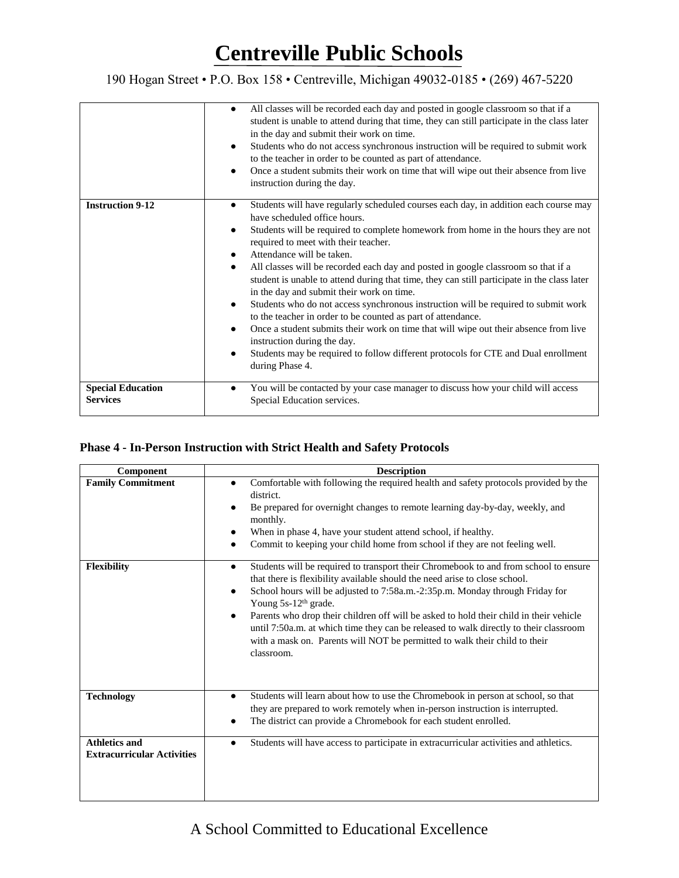| | |
|---|---|
| | ● All classes will be recorded each day and posted in google classroom so that if a student is unable to attend during that time, they can still participate in the class later in the day and submit their work on time.<br>● Students who do not access synchronous instruction will be required to submit work to the teacher in order to be counted as part of attendance.<br>● Once a student submits their work on time that will wipe out their absence from live instruction during the day. |
| **Instruction 9-12** | ● Students will have regularly scheduled courses each day, in addition each course may have scheduled office hours.<br>● Students will be required to complete homework from home in the hours they are not required to meet with their teacher.<br>● Attendance will be taken.<br>● All classes will be recorded each day and posted in google classroom so that if a student is unable to attend during that time, they can still participate in the class later in the day and submit their work on time.<br>● Students who do not access synchronous instruction will be required to submit work to the teacher in order to be counted as part of attendance.<br>● Once a student submits their work on time that will wipe out their absence from live instruction during the day.<br>● Students may be required to follow different protocols for CTE and Dual enrollment during Phase 4. |
| **Special Education Services** | ● You will be contacted by your case manager to discuss how your child will access Special Education services. |

### Phase 4 - In-Person Instruction with Strict Health and Safety Protocols

| Component | Description |
|---|---|
| **Family Commitment** | ● Comfortable with following the required health and safety protocols provided by the district.<br>● Be prepared for overnight changes to remote learning day-by-day, weekly, and monthly.<br>● When in phase 4, have your student attend school, if healthy.<br>● Commit to keeping your child home from school if they are not feeling well. |
| **Flexibility** | ● Students will be required to transport their Chromebook to and from school to ensure that there is flexibility available should the need arise to close school.<br>● School hours will be adjusted to 7:58a.m.-2:35p.m. Monday through Friday for Young 5s-12th grade.<br>● Parents who drop their children off will be asked to hold their child in their vehicle until 7:50a.m. at which time they can be released to walk directly to their classroom with a mask on. Parents will NOT be permitted to walk their child to their classroom. |
| **Technology** | ● Students will learn about how to use the Chromebook in person at school, so that they are prepared to work remotely when in-person instruction is interrupted.<br>● The district can provide a Chromebook for each student enrolled. |
| **Athletics and Extracurricular Activities** | ● Students will have access to participate in extracurricular activities and athletics. |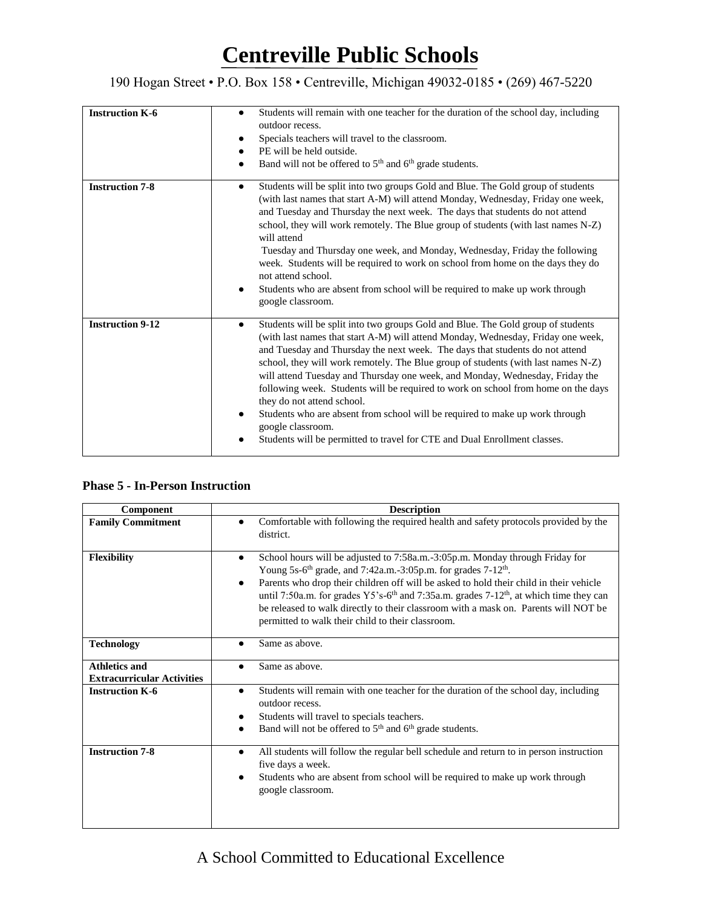| | |
|---|---|
| **Instruction K-6** | ● Students will remain with one teacher for the duration of the school day, including outdoor recess.<br>● Specials teachers will travel to the classroom.<br>● PE will be held outside.<br>● Band will not be offered to 5th and 6th grade students. |
| **Instruction 7-8** | ● Students will be split into two groups Gold and Blue. The Gold group of students (with last names that start A-M) will attend Monday, Wednesday, Friday one week, and Tuesday and Thursday the next week. The days that students do not attend school, they will work remotely. The Blue group of students (with last names N-Z) will attend Tuesday and Thursday one week, and Monday, Wednesday, Friday the following week. Students will be required to work on school from home on the days they do not attend school.<br>● Students who are absent from school will be required to make up work through google classroom. |
| **Instruction 9-12** | ● Students will be split into two groups Gold and Blue. The Gold group of students (with last names that start A-M) will attend Monday, Wednesday, Friday one week, and Tuesday and Thursday the next week. The days that students do not attend school, they will work remotely. The Blue group of students (with last names N-Z) will attend Tuesday and Thursday one week, and Monday, Wednesday, Friday the following week. Students will be required to work on school from home on the days they do not attend school.<br>● Students who are absent from school will be required to make up work through google classroom.<br>● Students will be permitted to travel for CTE and Dual Enrollment classes. |

### Phase 5 - In-Person Instruction

| Component | Description |
|---|---|
| **Family Commitment** | ● Comfortable with following the required health and safety protocols provided by the district. |
| **Flexibility** | ● School hours will be adjusted to 7:58a.m.-3:05p.m. Monday through Friday for Young 5s-6th grade, and 7:42a.m.-3:05p.m. for grades 7-12th.<br>● Parents who drop their children off will be asked to hold their child in their vehicle until 7:50a.m. for grades Y5's-6th and 7:35a.m. grades 7-12th, at which time they can be released to walk directly to their classroom with a mask on. Parents will NOT be permitted to walk their child to their classroom. |
| **Technology** | ● Same as above. |
| **Athletics and Extracurricular Activities** | ● Same as above. |
| **Instruction K-6** | ● Students will remain with one teacher for the duration of the school day, including outdoor recess.<br>● Students will travel to specials teachers.<br>● Band will not be offered to 5th and 6th grade students. |
| **Instruction 7-8** | ● All students will follow the regular bell schedule and return to in person instruction five days a week.<br>● Students who are absent from school will be required to make up work through google classroom. |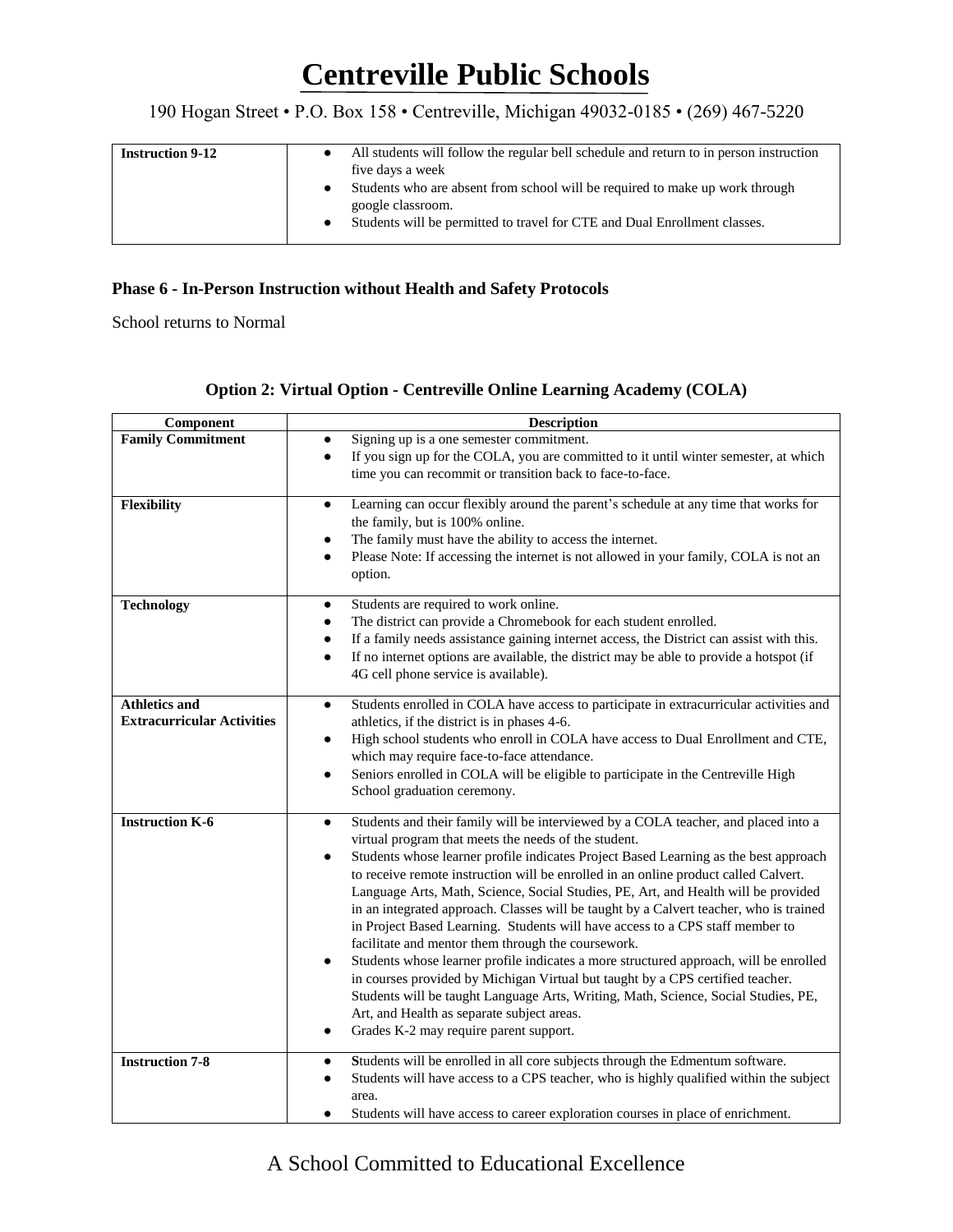| Instruction 9-12 | • All students will follow the regular bell schedule and return to in person instruction five days a week<br>• Students who are absent from school will be required to make up work through google classroom.<br>• Students will be permitted to travel for CTE and Dual Enrollment classes. |
|---|---|

### Phase 6 - In-Person Instruction without Health and Safety Protocols

School returns to Normal

### Option 2: Virtual Option - Centreville Online Learning Academy (COLA)

| Component | Description |
|---|---|
| **Family Commitment** | • Signing up is a one semester commitment.<br>• If you sign up for the COLA, you are committed to it until winter semester, at which time you can recommit or transition back to face-to-face. |
| **Flexibility** | • Learning can occur flexibly around the parent's schedule at any time that works for the family, but is 100% online.<br>• The family must have the ability to access the internet.<br>• Please Note: If accessing the internet is not allowed in your family, COLA is not an option. |
| **Technology** | • Students are required to work online.<br>• The district can provide a Chromebook for each student enrolled.<br>• If a family needs assistance gaining internet access, the District can assist with this.<br>• If no internet options are available, the district may be able to provide a hotspot (if 4G cell phone service is available). |
| **Athletics and Extracurricular Activities** | • Students enrolled in COLA have access to participate in extracurricular activities and athletics, if the district is in phases 4-6.<br>• High school students who enroll in COLA have access to Dual Enrollment and CTE, which may require face-to-face attendance.<br>• Seniors enrolled in COLA will be eligible to participate in the Centreville High School graduation ceremony. |
| **Instruction K-6** | • Students and their family will be interviewed by a COLA teacher, and placed into a virtual program that meets the needs of the student.<br>• Students whose learner profile indicates Project Based Learning as the best approach to receive remote instruction will be enrolled in an online product called Calvert. Language Arts, Math, Science, Social Studies, PE, Art, and Health will be provided in an integrated approach. Classes will be taught by a Calvert teacher, who is trained in Project Based Learning. Students will have access to a CPS staff member to facilitate and mentor them through the coursework.<br>• Students whose learner profile indicates a more structured approach, will be enrolled in courses provided by Michigan Virtual but taught by a CPS certified teacher. Students will be taught Language Arts, Writing, Math, Science, Social Studies, PE, Art, and Health as separate subject areas.<br>• Grades K-2 may require parent support. |
| **Instruction 7-8** | • Students will be enrolled in all core subjects through the Edmentum software.<br>• Students will have access to a CPS teacher, who is highly qualified within the subject area.<br>• Students will have access to career exploration courses in place of enrichment. |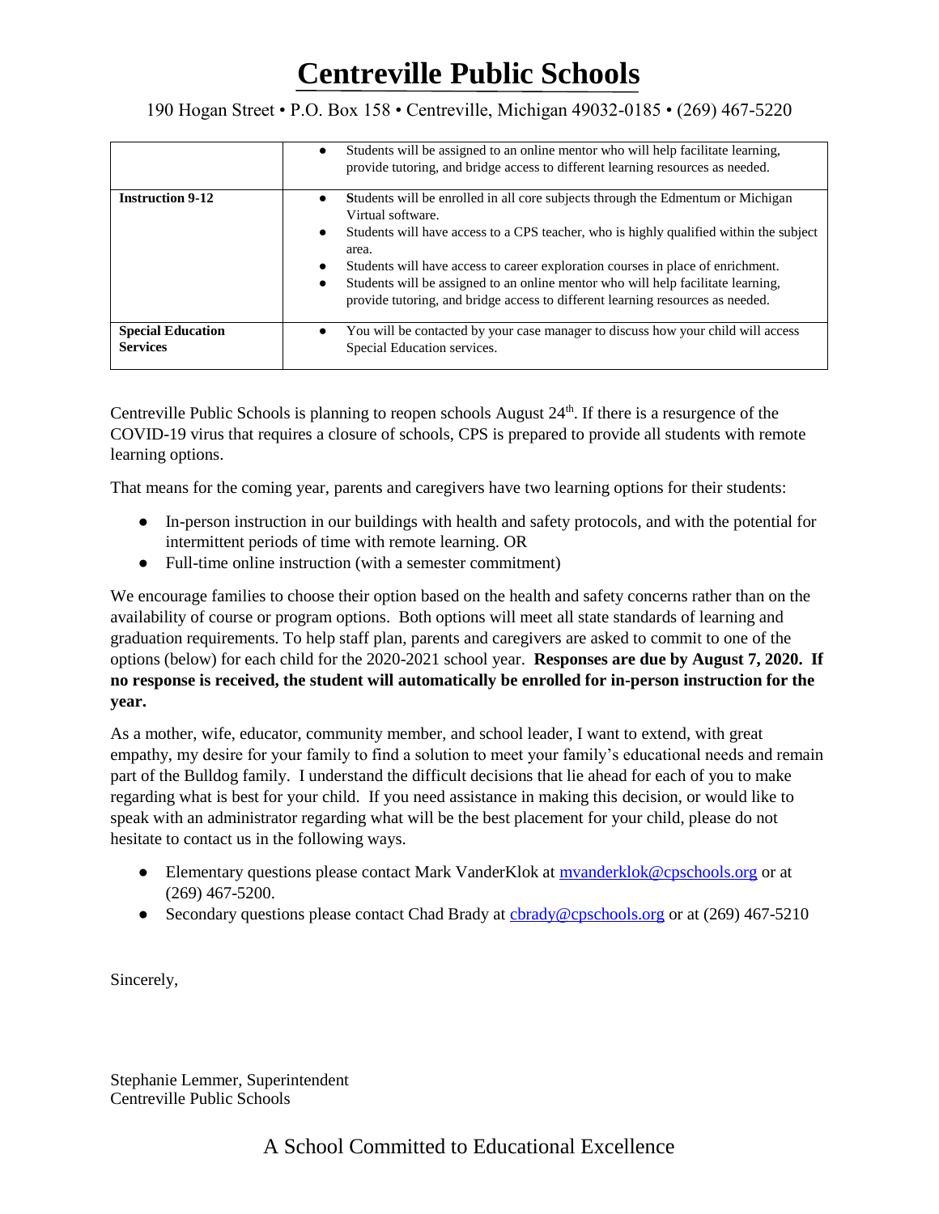# Centreville Public Schools

190 Hogan Street • P.O. Box 158 • Centreville, Michigan 49032-0185 • (269) 467-5220

| | |
|---|---|
| | • Students will be assigned to an online mentor who will help facilitate learning, provide tutoring, and bridge access to different learning resources as needed. |
| **Instruction 9-12** | • Students will be enrolled in all core subjects through the Edmentum or Michigan Virtual software. <br> • Students will have access to a CPS teacher, who is highly qualified within the subject area. <br> • Students will have access to career exploration courses in place of enrichment. <br> • Students will be assigned to an online mentor who will help facilitate learning, provide tutoring, and bridge access to different learning resources as needed. |
| **Special Education Services** | • You will be contacted by your case manager to discuss how your child will access Special Education services. |

Centreville Public Schools is planning to reopen schools August 24th. If there is a resurgence of the COVID-19 virus that requires a closure of schools, CPS is prepared to provide all students with remote learning options.

That means for the coming year, parents and caregivers have two learning options for their students:

- In-person instruction in our buildings with health and safety protocols, and with the potential for intermittent periods of time with remote learning. OR
- Full-time online instruction (with a semester commitment)

We encourage families to choose their option based on the health and safety concerns rather than on the availability of course or program options. Both options will meet all state standards of learning and graduation requirements. To help staff plan, parents and caregivers are asked to commit to one of the options (below) for each child for the 2020-2021 school year. **Responses are due by August 7, 2020. If no response is received, the student will automatically be enrolled for in-person instruction for the year.**

As a mother, wife, educator, community member, and school leader, I want to extend, with great empathy, my desire for your family to find a solution to meet your family's educational needs and remain part of the Bulldog family. I understand the difficult decisions that lie ahead for each of you to make regarding what is best for your child. If you need assistance in making this decision, or would like to speak with an administrator regarding what will be the best placement for your child, please do not hesitate to contact us in the following ways.

- Elementary questions please contact Mark VanderKlok at mvanderklok@cpschools.org or at (269) 467-5200.
- Secondary questions please contact Chad Brady at cbrady@cpschools.org or at (269) 467-5210

Sincerely,

Stephanie Lemmer, Superintendent
Centreville Public Schools

A School Committed to Educational Excellence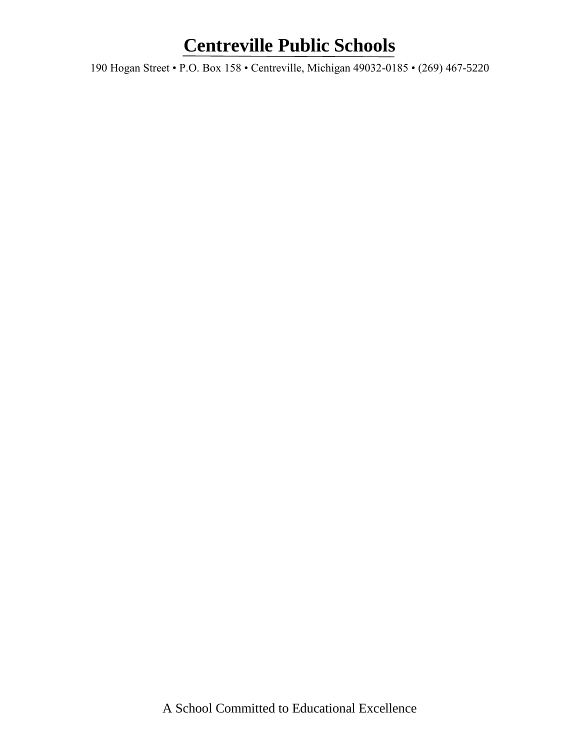# Centreville Public Schools

190 Hogan Street • P.O. Box 158 • Centreville, Michigan 49032-0185 • (269) 467-5220

A School Committed to Educational Excellence